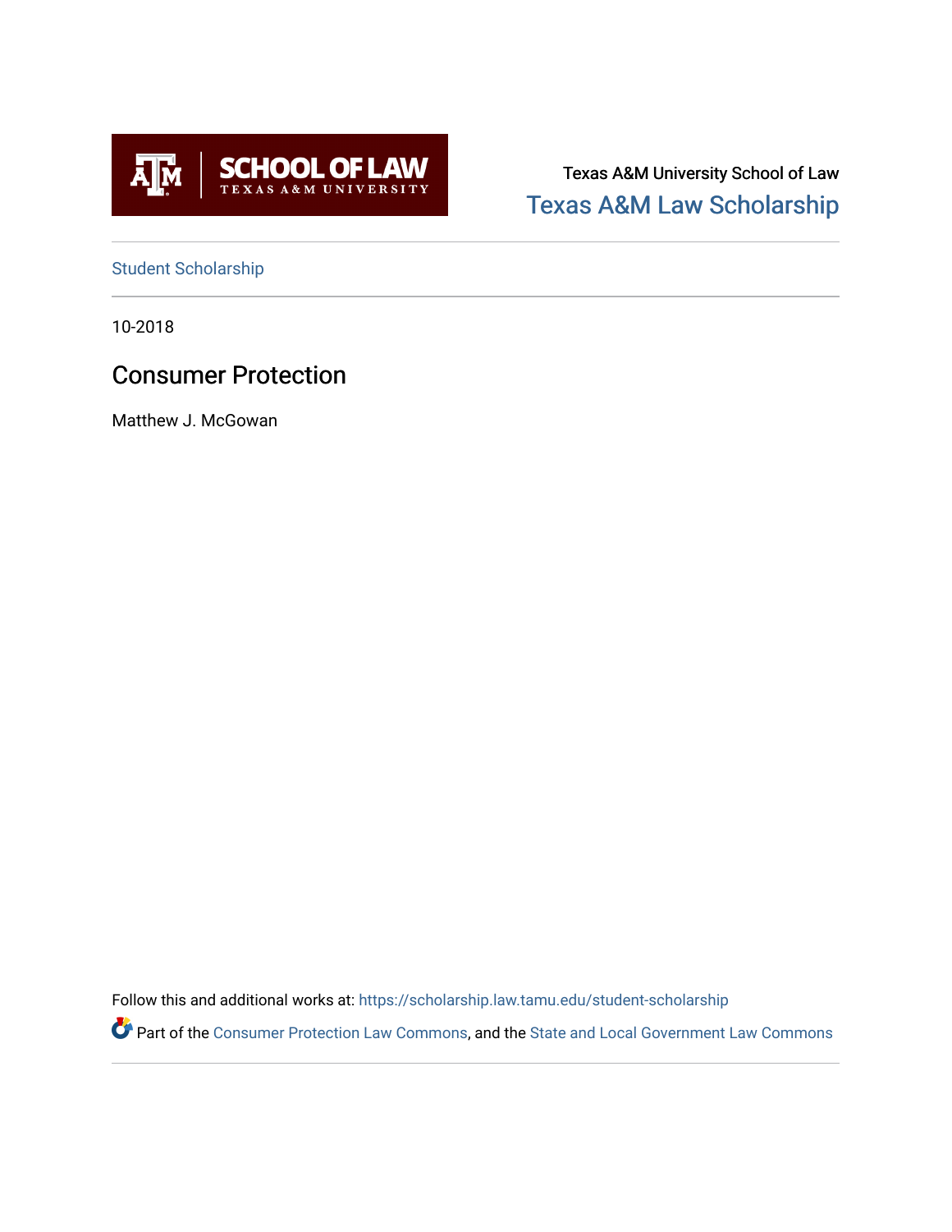SCHOOL OF LAW
TEXAS A&M UNIVERSITY

Texas A&M University School of Law
Texas A&M Law Scholarship

Student Scholarship

10-2018

# Consumer Protection

Matthew J. McGowan

Follow this and additional works at: https://scholarship.law.tamu.edu/student-scholarship

Part of the Consumer Protection Law Commons, and the State and Local Government Law Commons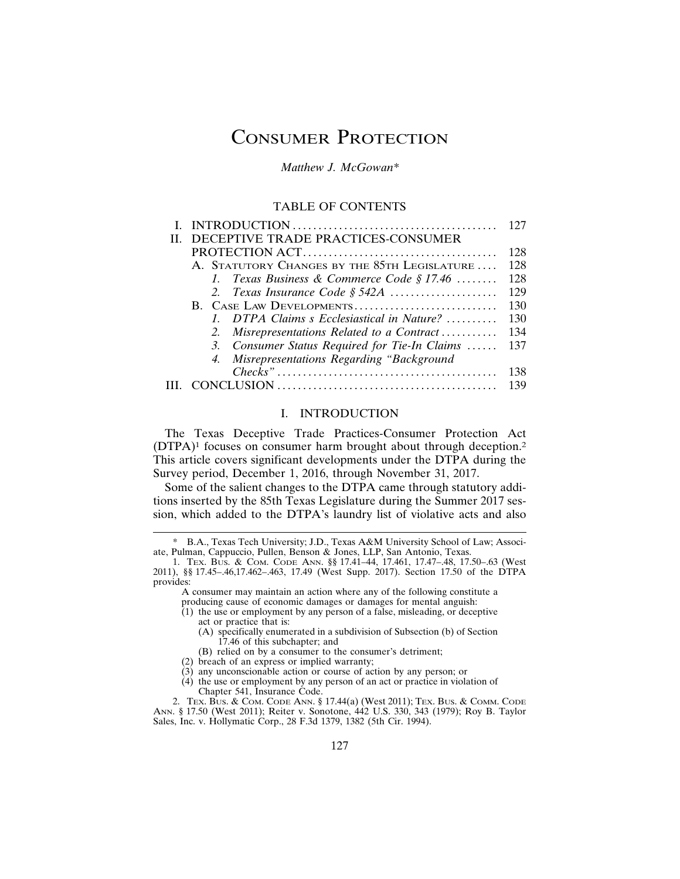# Consumer Protection

*Matthew J. McGowan**

## TABLE OF CONTENTS

| | | |
|---|---|---|
| I. | INTRODUCTION | 127 |
| II. | DECEPTIVE TRADE PRACTICES-CONSUMER PROTECTION ACT | 128 |
| | A. STATUTORY CHANGES BY THE 85TH LEGISLATURE | 128 |
| | *1. Texas Business & Commerce Code § 17.46* | 128 |
| | *2. Texas Insurance Code § 542A* | 129 |
| | B. CASE LAW DEVELOPMENTS | 130 |
| | *1. DTPA Claims s Ecclesiastical in Nature?* | 130 |
| | *2. Misrepresentations Related to a Contract* | 134 |
| | *3. Consumer Status Required for Tie-In Claims* | 137 |
| | *4. Misrepresentations Regarding "Background Checks"* | 138 |
| III. | CONCLUSION | 139 |

## I. INTRODUCTION

The Texas Deceptive Trade Practices-Consumer Protection Act (DTPA)[1] focuses on consumer harm brought about through deception.[2] This article covers significant developments under the DTPA during the Survey period, December 1, 2016, through November 31, 2017.

Some of the salient changes to the DTPA came through statutory additions inserted by the 85th Texas Legislature during the Summer 2017 session, which added to the DTPA's laundry list of violative acts and also

---

\* B.A., Texas Tech University; J.D., Texas A&M University School of Law; Associate, Pulman, Cappuccio, Pullen, Benson & Jones, LLP, San Antonio, Texas.

1. TEX. BUS. & COM. CODE ANN. §§ 17.41–44, 17.461, 17.47–.48, 17.50–.63 (West 2011), §§ 17.45–.46,17.462–.463, 17.49 (West Supp. 2017). Section 17.50 of the DTPA provides:

> A consumer may maintain an action where any of the following constitute a producing cause of economic damages or damages for mental anguish:
> (1) the use or employment by any person of a false, misleading, or deceptive act or practice that is:
> (A) specifically enumerated in a subdivision of Subsection (b) of Section 17.46 of this subchapter; and
> (B) relied on by a consumer to the consumer's detriment;
> (2) breach of an express or implied warranty;
> (3) any unconscionable action or course of action by any person; or
> (4) the use or employment by any person of an act or practice in violation of Chapter 541, Insurance Code.

2. TEX. BUS. & COM. CODE ANN. § 17.44(a) (West 2011); TEX. BUS. & COMM. CODE ANN. § 17.50 (West 2011); Reiter v. Sonotone, 442 U.S. 330, 343 (1979); Roy B. Taylor Sales, Inc. v. Hollymatic Corp., 28 F.3d 1379, 1382 (5th Cir. 1994).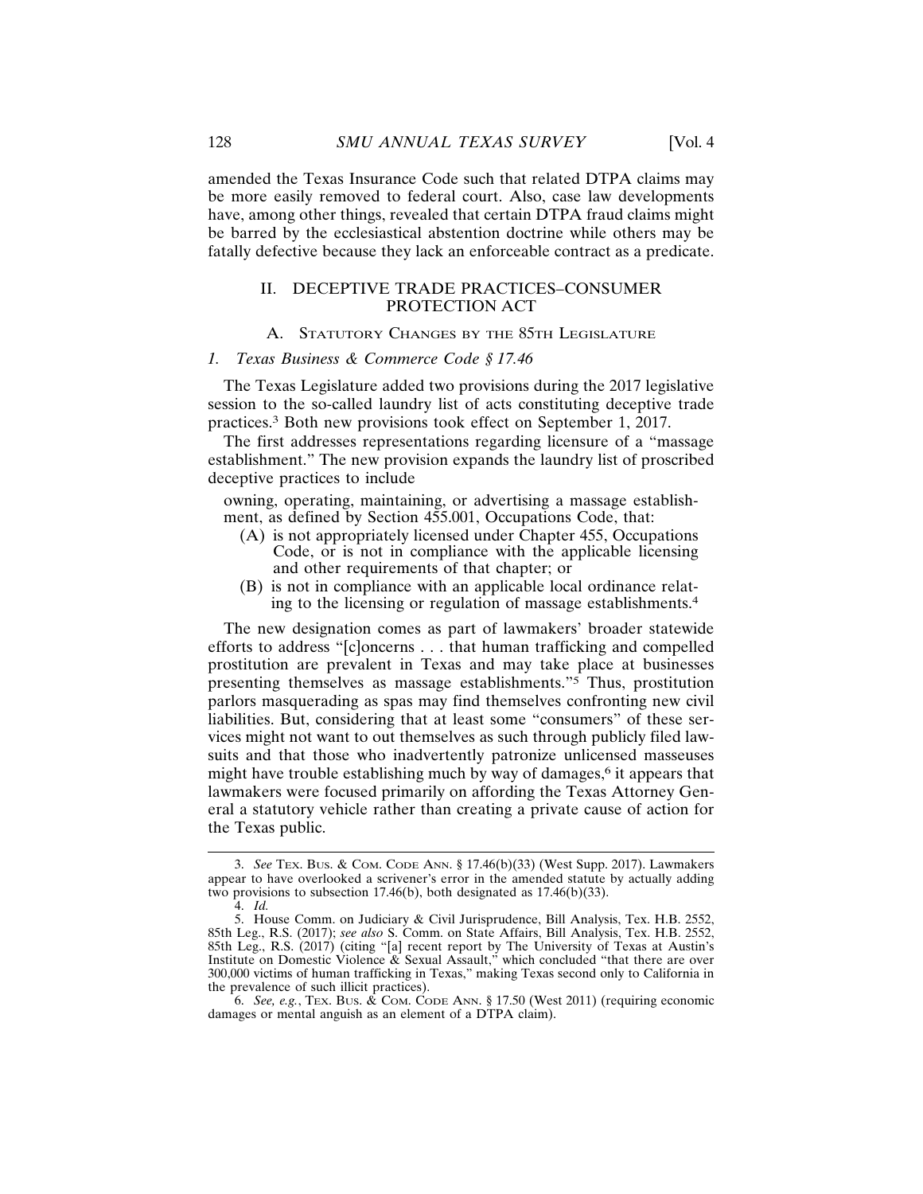amended the Texas Insurance Code such that related DTPA claims may be more easily removed to federal court. Also, case law developments have, among other things, revealed that certain DTPA fraud claims might be barred by the ecclesiastical abstention doctrine while others may be fatally defective because they lack an enforceable contract as a predicate.

## II. DECEPTIVE TRADE PRACTICES–CONSUMER PROTECTION ACT

### A. Statutory Changes by the 85th Legislature

#### *1. Texas Business & Commerce Code § 17.46*

The Texas Legislature added two provisions during the 2017 legislative session to the so-called laundry list of acts constituting deceptive trade practices.[3] Both new provisions took effect on September 1, 2017.

The first addresses representations regarding licensure of a "massage establishment." The new provision expands the laundry list of proscribed deceptive practices to include

> owning, operating, maintaining, or advertising a massage establishment, as defined by Section 455.001, Occupations Code, that:
> (A) is not appropriately licensed under Chapter 455, Occupations Code, or is not in compliance with the applicable licensing and other requirements of that chapter; or
> (B) is not in compliance with an applicable local ordinance relating to the licensing or regulation of massage establishments.[4]

The new designation comes as part of lawmakers' broader statewide efforts to address "[c]oncerns . . . that human trafficking and compelled prostitution are prevalent in Texas and may take place at businesses presenting themselves as massage establishments."[5] Thus, prostitution parlors masquerading as spas may find themselves confronting new civil liabilities. But, considering that at least some "consumers" of these services might not want to out themselves as such through publicly filed lawsuits and that those who inadvertently patronize unlicensed masseuses might have trouble establishing much by way of damages,[6] it appears that lawmakers were focused primarily on affording the Texas Attorney General a statutory vehicle rather than creating a private cause of action for the Texas public.

---

3. *See* Tex. Bus. & Com. Code Ann. § 17.46(b)(33) (West Supp. 2017). Lawmakers appear to have overlooked a scrivener's error in the amended statute by actually adding two provisions to subsection 17.46(b), both designated as 17.46(b)(33).

4. *Id.*

5. House Comm. on Judiciary & Civil Jurisprudence, Bill Analysis, Tex. H.B. 2552, 85th Leg., R.S. (2017); *see also* S. Comm. on State Affairs, Bill Analysis, Tex. H.B. 2552, 85th Leg., R.S. (2017) (citing "[a] recent report by The University of Texas at Austin's Institute on Domestic Violence & Sexual Assault," which concluded "that there are over 300,000 victims of human trafficking in Texas," making Texas second only to California in the prevalence of such illicit practices).

6. *See, e.g.*, Tex. Bus. & Com. Code Ann. § 17.50 (West 2011) (requiring economic damages or mental anguish as an element of a DTPA claim).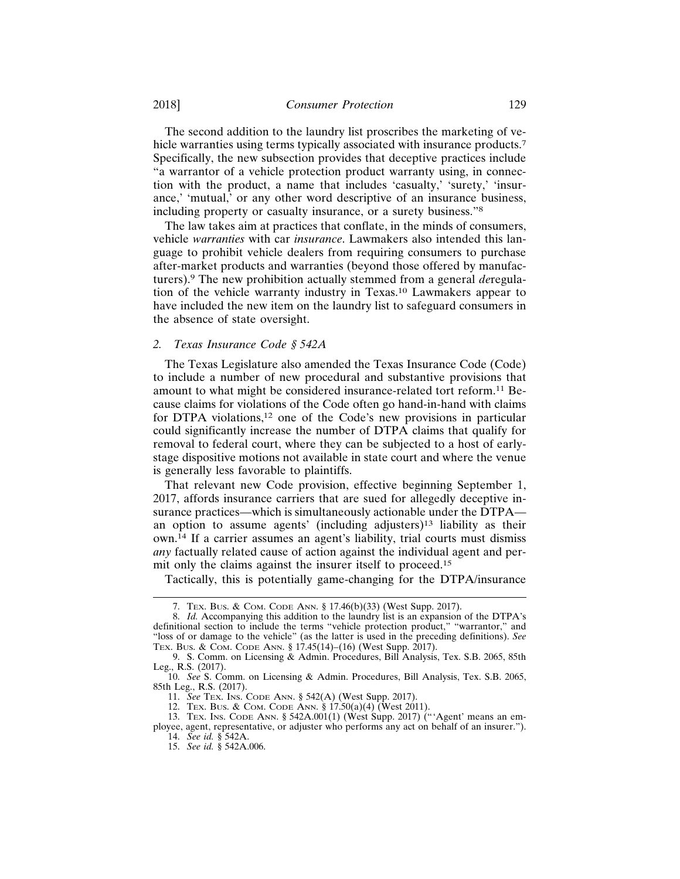The second addition to the laundry list proscribes the marketing of vehicle warranties using terms typically associated with insurance products.[7] Specifically, the new subsection provides that deceptive practices include "a warrantor of a vehicle protection product warranty using, in connection with the product, a name that includes 'casualty,' 'surety,' 'insurance,' 'mutual,' or any other word descriptive of an insurance business, including property or casualty insurance, or a surety business."[8]

The law takes aim at practices that conflate, in the minds of consumers, vehicle *warranties* with car *insurance*. Lawmakers also intended this language to prohibit vehicle dealers from requiring consumers to purchase after-market products and warranties (beyond those offered by manufacturers).[9] The new prohibition actually stemmed from a general *de*regulation of the vehicle warranty industry in Texas.[10] Lawmakers appear to have included the new item on the laundry list to safeguard consumers in the absence of state oversight.

### 2. *Texas Insurance Code § 542A*

The Texas Legislature also amended the Texas Insurance Code (Code) to include a number of new procedural and substantive provisions that amount to what might be considered insurance-related tort reform.[11] Because claims for violations of the Code often go hand-in-hand with claims for DTPA violations,[12] one of the Code's new provisions in particular could significantly increase the number of DTPA claims that qualify for removal to federal court, where they can be subjected to a host of early-stage dispositive motions not available in state court and where the venue is generally less favorable to plaintiffs.

That relevant new Code provision, effective beginning September 1, 2017, affords insurance carriers that are sued for allegedly deceptive insurance practices—which is simultaneously actionable under the DTPA—an option to assume agents' (including adjusters)[13] liability as their own.[14] If a carrier assumes an agent's liability, trial courts must dismiss *any* factually related cause of action against the individual agent and permit only the claims against the insurer itself to proceed.[15]

Tactically, this is potentially game-changing for the DTPA/insurance

---

7. TEX. BUS. & COM. CODE ANN. § 17.46(b)(33) (West Supp. 2017).

8. *Id.* Accompanying this addition to the laundry list is an expansion of the DTPA's definitional section to include the terms "vehicle protection product," "warrantor," and "loss of or damage to the vehicle" (as the latter is used in the preceding definitions). *See* TEX. BUS. & COM. CODE ANN. § 17.45(14)–(16) (West Supp. 2017).

9. S. Comm. on Licensing & Admin. Procedures, Bill Analysis, Tex. S.B. 2065, 85th Leg., R.S. (2017).

10. *See* S. Comm. on Licensing & Admin. Procedures, Bill Analysis, Tex. S.B. 2065, 85th Leg., R.S. (2017).

11. *See* TEX. INS. CODE ANN. § 542(A) (West Supp. 2017).

12. TEX. BUS. & COM. CODE ANN. § 17.50(a)(4) (West 2011).

13. TEX. INS. CODE ANN. § 542A.001(1) (West Supp. 2017) ("'Agent' means an employee, agent, representative, or adjuster who performs any act on behalf of an insurer.").

14. *See id.* § 542A.

15. *See id.* § 542A.006.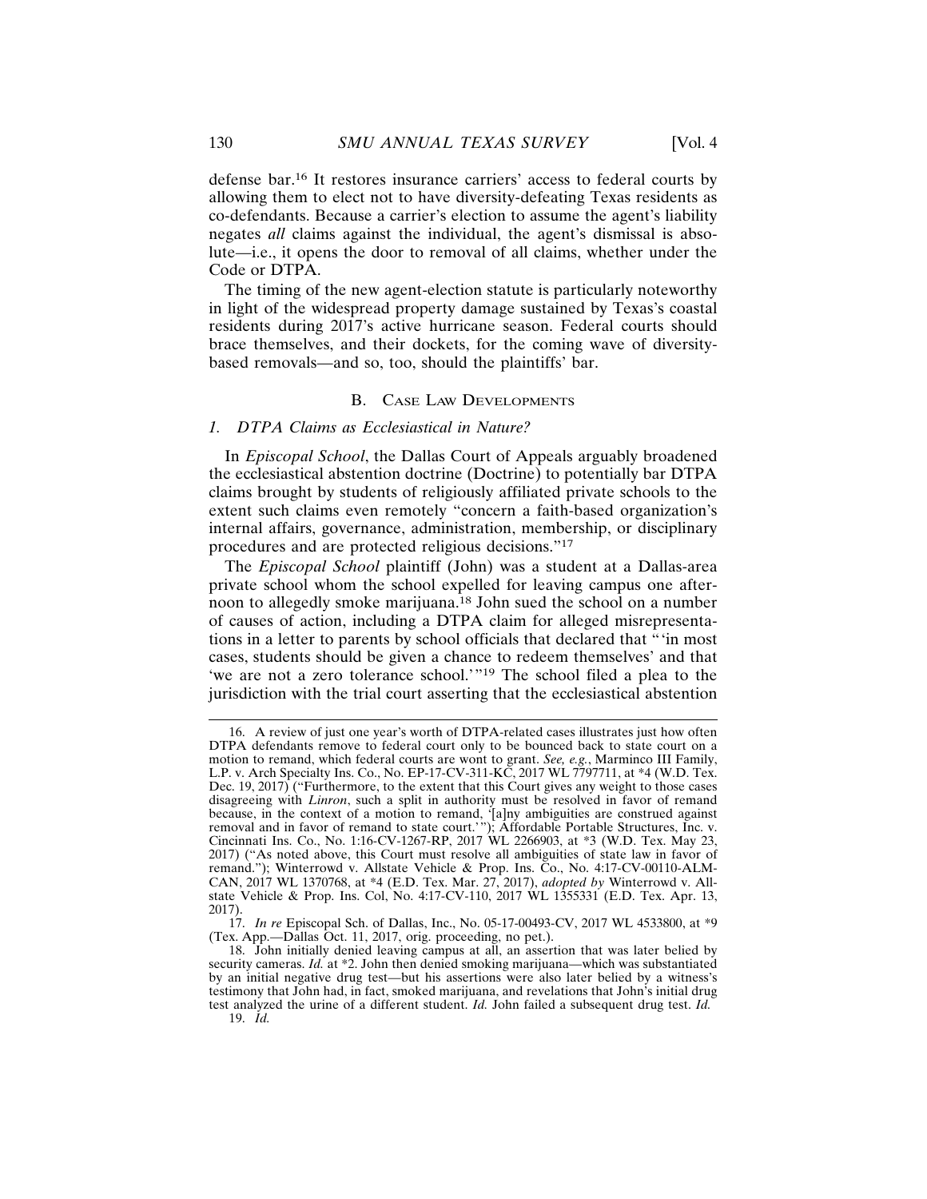defense bar.[16] It restores insurance carriers' access to federal courts by allowing them to elect not to have diversity-defeating Texas residents as co-defendants. Because a carrier's election to assume the agent's liability negates *all* claims against the individual, the agent's dismissal is absolute—i.e., it opens the door to removal of all claims, whether under the Code or DTPA.

The timing of the new agent-election statute is particularly noteworthy in light of the widespread property damage sustained by Texas's coastal residents during 2017's active hurricane season. Federal courts should brace themselves, and their dockets, for the coming wave of diversity-based removals—and so, too, should the plaintiffs' bar.

### B. Case Law Developments

#### 1. DTPA Claims as Ecclesiastical in Nature?

In *Episcopal School*, the Dallas Court of Appeals arguably broadened the ecclesiastical abstention doctrine (Doctrine) to potentially bar DTPA claims brought by students of religiously affiliated private schools to the extent such claims even remotely "concern a faith-based organization's internal affairs, governance, administration, membership, or disciplinary procedures and are protected religious decisions."[17]

The *Episcopal School* plaintiff (John) was a student at a Dallas-area private school whom the school expelled for leaving campus one afternoon to allegedly smoke marijuana.[18] John sued the school on a number of causes of action, including a DTPA claim for alleged misrepresentations in a letter to parents by school officials that declared that "'in most cases, students should be given a chance to redeem themselves' and that 'we are not a zero tolerance school.'"[19] The school filed a plea to the jurisdiction with the trial court asserting that the ecclesiastical abstention

---

16. A review of just one year's worth of DTPA-related cases illustrates just how often DTPA defendants remove to federal court only to be bounced back to state court on a motion to remand, which federal courts are wont to grant. *See, e.g.*, Marminco III Family, L.P. v. Arch Specialty Ins. Co., No. EP-17-CV-311-KC, 2017 WL 7797711, at *4 (W.D. Tex. Dec. 19, 2017) ("Furthermore, to the extent that this Court gives any weight to those cases disagreeing with *Linron*, such a split in authority must be resolved in favor of remand because, in the context of a motion to remand, '[a]ny ambiguities are construed against removal and in favor of remand to state court.'"); Affordable Portable Structures, Inc. v. Cincinnati Ins. Co., No. 1:16-CV-1267-RP, 2017 WL 2266903, at *3 (W.D. Tex. May 23, 2017) ("As noted above, this Court must resolve all ambiguities of state law in favor of remand."); Winterrowd v. Allstate Vehicle & Prop. Ins. Co., No. 4:17-CV-00110-ALM-CAN, 2017 WL 1370768, at *4 (E.D. Tex. Mar. 27, 2017), *adopted by* Winterrowd v. Allstate Vehicle & Prop. Ins. Col, No. 4:17-CV-110, 2017 WL 1355331 (E.D. Tex. Apr. 13, 2017).

17. *In re* Episcopal Sch. of Dallas, Inc., No. 05-17-00493-CV, 2017 WL 4533800, at *9 (Tex. App.—Dallas Oct. 11, 2017, orig. proceeding, no pet.).

18. John initially denied leaving campus at all, an assertion that was later belied by security cameras. *Id.* at *2. John then denied smoking marijuana—which was substantiated by an initial negative drug test—but his assertions were also later belied by a witness's testimony that John had, in fact, smoked marijuana, and revelations that John's initial drug test analyzed the urine of a different student. *Id.* John failed a subsequent drug test. *Id.*

19. *Id.*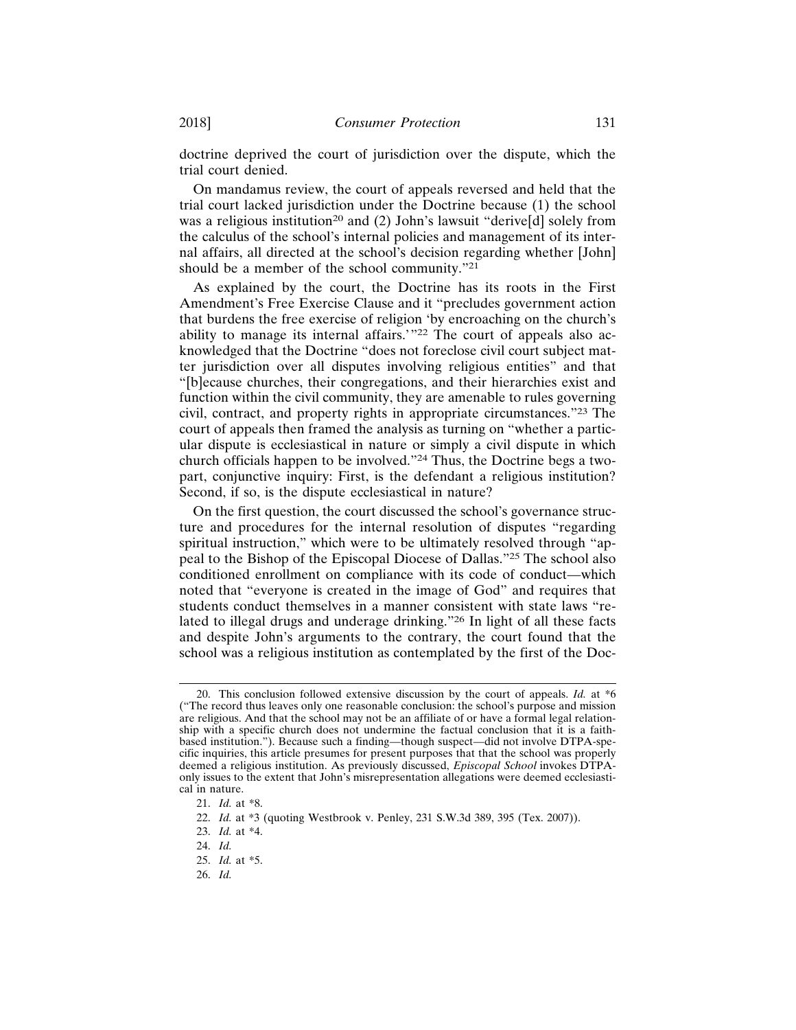doctrine deprived the court of jurisdiction over the dispute, which the trial court denied.

On mandamus review, the court of appeals reversed and held that the trial court lacked jurisdiction under the Doctrine because (1) the school was a religious institution[20] and (2) John's lawsuit "derive[d] solely from the calculus of the school's internal policies and management of its internal affairs, all directed at the school's decision regarding whether [John] should be a member of the school community."[21]

As explained by the court, the Doctrine has its roots in the First Amendment's Free Exercise Clause and it "precludes government action that burdens the free exercise of religion 'by encroaching on the church's ability to manage its internal affairs.'"[22] The court of appeals also acknowledged that the Doctrine "does not foreclose civil court subject matter jurisdiction over all disputes involving religious entities" and that "[b]ecause churches, their congregations, and their hierarchies exist and function within the civil community, they are amenable to rules governing civil, contract, and property rights in appropriate circumstances."[23] The court of appeals then framed the analysis as turning on "whether a particular dispute is ecclesiastical in nature or simply a civil dispute in which church officials happen to be involved."[24] Thus, the Doctrine begs a two-part, conjunctive inquiry: First, is the defendant a religious institution? Second, if so, is the dispute ecclesiastical in nature?

On the first question, the court discussed the school's governance structure and procedures for the internal resolution of disputes "regarding spiritual instruction," which were to be ultimately resolved through "appeal to the Bishop of the Episcopal Diocese of Dallas."[25] The school also conditioned enrollment on compliance with its code of conduct—which noted that "everyone is created in the image of God" and requires that students conduct themselves in a manner consistent with state laws "related to illegal drugs and underage drinking."[26] In light of all these facts and despite John's arguments to the contrary, the court found that the school was a religious institution as contemplated by the first of the Doc-

---

20. This conclusion followed extensive discussion by the court of appeals. *Id.* at *6 ("The record thus leaves only one reasonable conclusion: the school's purpose and mission are religious. And that the school may not be an affiliate of or have a formal legal relationship with a specific church does not undermine the factual conclusion that it is a faith-based institution."). Because such a finding—though suspect—did not involve DTPA-specific inquiries, this article presumes for present purposes that that the school was properly deemed a religious institution. As previously discussed, *Episcopal School* invokes DTPA-only issues to the extent that John's misrepresentation allegations were deemed ecclesiastical in nature.

21. *Id.* at *8.

22. *Id.* at *3 (quoting Westbrook v. Penley, 231 S.W.3d 389, 395 (Tex. 2007)).

23. *Id.* at *4.

24. *Id.*

25. *Id.* at *5.

26. *Id.*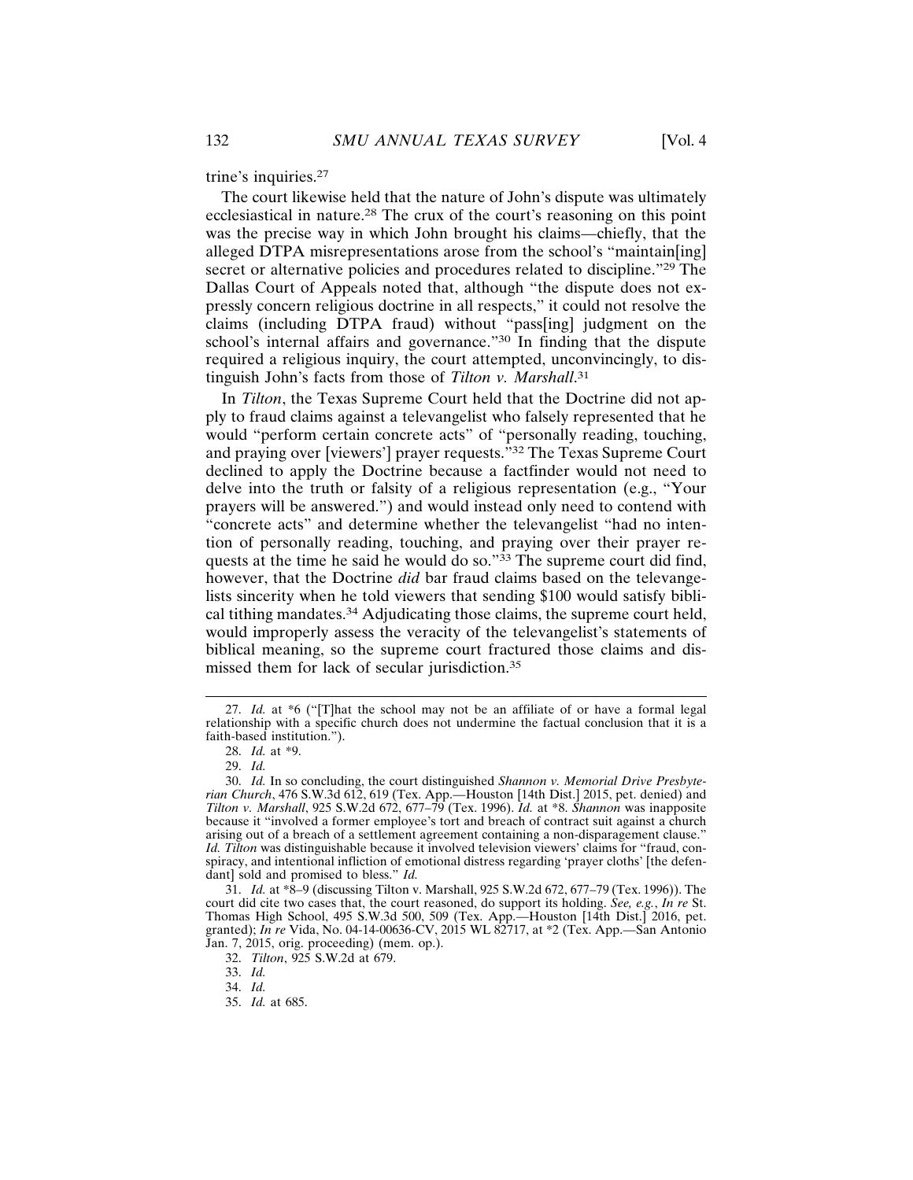trine's inquiries.[27]

The court likewise held that the nature of John's dispute was ultimately ecclesiastical in nature.[28] The crux of the court's reasoning on this point was the precise way in which John brought his claims—chiefly, that the alleged DTPA misrepresentations arose from the school's "maintain[ing] secret or alternative policies and procedures related to discipline."[29] The Dallas Court of Appeals noted that, although "the dispute does not expressly concern religious doctrine in all respects," it could not resolve the claims (including DTPA fraud) without "pass[ing] judgment on the school's internal affairs and governance."[30] In finding that the dispute required a religious inquiry, the court attempted, unconvincingly, to distinguish John's facts from those of *Tilton v. Marshall*.[31]

In *Tilton*, the Texas Supreme Court held that the Doctrine did not apply to fraud claims against a televangelist who falsely represented that he would "perform certain concrete acts" of "personally reading, touching, and praying over [viewers'] prayer requests."[32] The Texas Supreme Court declined to apply the Doctrine because a factfinder would not need to delve into the truth or falsity of a religious representation (e.g., "Your prayers will be answered.") and would instead only need to contend with "concrete acts" and determine whether the televangelist "had no intention of personally reading, touching, and praying over their prayer requests at the time he said he would do so."[33] The supreme court did find, however, that the Doctrine *did* bar fraud claims based on the televangelists sincerity when he told viewers that sending $100 would satisfy biblical tithing mandates.[34] Adjudicating those claims, the supreme court held, would improperly assess the veracity of the televangelist's statements of biblical meaning, so the supreme court fractured those claims and dismissed them for lack of secular jurisdiction.[35]

---

27. *Id.* at *6 ("[T]hat the school may not be an affiliate of or have a formal legal relationship with a specific church does not undermine the factual conclusion that it is a faith-based institution.").

28. *Id.* at *9.

29. *Id.*

30. *Id.* In so concluding, the court distinguished *Shannon v. Memorial Drive Presbyterian Church*, 476 S.W.3d 612, 619 (Tex. App.—Houston [14th Dist.] 2015, pet. denied) and *Tilton v. Marshall*, 925 S.W.2d 672, 677–79 (Tex. 1996). *Id.* at *8. *Shannon* was inapposite because it "involved a former employee's tort and breach of contract suit against a church arising out of a breach of a settlement agreement containing a non-disparagement clause." *Id. Tilton* was distinguishable because it involved television viewers' claims for "fraud, conspiracy, and intentional infliction of emotional distress regarding 'prayer cloths' [the defendant] sold and promised to bless." *Id.*

31. *Id.* at *8–9 (discussing Tilton v. Marshall, 925 S.W.2d 672, 677–79 (Tex. 1996)). The court did cite two cases that, the court reasoned, do support its holding. *See, e.g.*, *In re* St. Thomas High School, 495 S.W.3d 500, 509 (Tex. App.—Houston [14th Dist.] 2016, pet. granted); *In re* Vida, No. 04-14-00636-CV, 2015 WL 82717, at *2 (Tex. App.—San Antonio Jan. 7, 2015, orig. proceeding) (mem. op.).

32. *Tilton*, 925 S.W.2d at 679.

33. *Id.*

34. *Id.*

35. *Id.* at 685.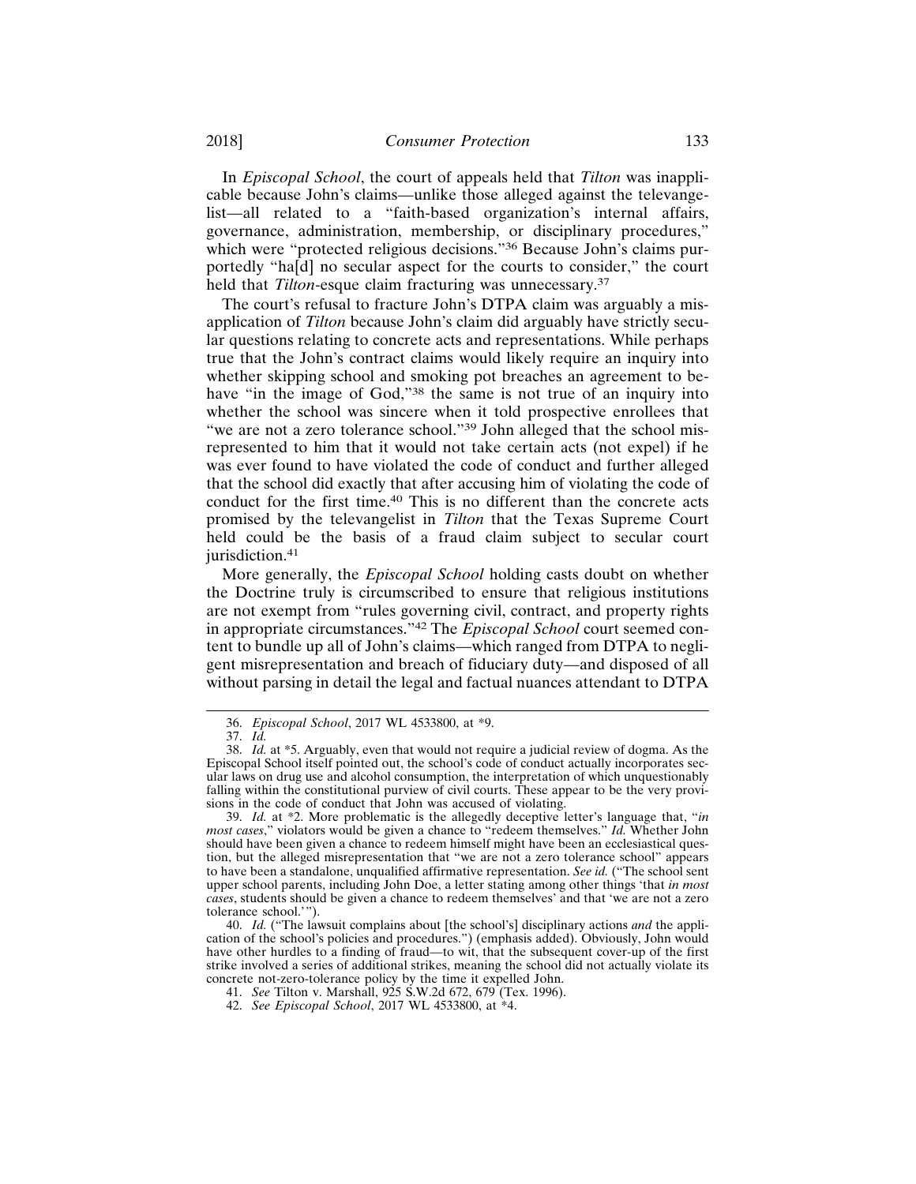In *Episcopal School*, the court of appeals held that *Tilton* was inapplicable because John's claims—unlike those alleged against the televangelist—all related to a "faith-based organization's internal affairs, governance, administration, membership, or disciplinary procedures," which were "protected religious decisions."[36] Because John's claims purportedly "ha[d] no secular aspect for the courts to consider," the court held that *Tilton*-esque claim fracturing was unnecessary.[37]

The court's refusal to fracture John's DTPA claim was arguably a misapplication of *Tilton* because John's claim did arguably have strictly secular questions relating to concrete acts and representations. While perhaps true that the John's contract claims would likely require an inquiry into whether skipping school and smoking pot breaches an agreement to behave "in the image of God,"[38] the same is not true of an inquiry into whether the school was sincere when it told prospective enrollees that "we are not a zero tolerance school."[39] John alleged that the school misrepresented to him that it would not take certain acts (not expel) if he was ever found to have violated the code of conduct and further alleged that the school did exactly that after accusing him of violating the code of conduct for the first time.[40] This is no different than the concrete acts promised by the televangelist in *Tilton* that the Texas Supreme Court held could be the basis of a fraud claim subject to secular court jurisdiction.[41]

More generally, the *Episcopal School* holding casts doubt on whether the Doctrine truly is circumscribed to ensure that religious institutions are not exempt from "rules governing civil, contract, and property rights in appropriate circumstances."[42] The *Episcopal School* court seemed content to bundle up all of John's claims—which ranged from DTPA to negligent misrepresentation and breach of fiduciary duty—and disposed of all without parsing in detail the legal and factual nuances attendant to DTPA

---

36. *Episcopal School*, 2017 WL 4533800, at *9.

37. *Id.*

38. *Id.* at *5. Arguably, even that would not require a judicial review of dogma. As the Episcopal School itself pointed out, the school's code of conduct actually incorporates secular laws on drug use and alcohol consumption, the interpretation of which unquestionably falling within the constitutional purview of civil courts. These appear to be the very provisions in the code of conduct that John was accused of violating.

39. *Id.* at *2. More problematic is the allegedly deceptive letter's language that, "*in most cases*," violators would be given a chance to "redeem themselves." *Id.* Whether John should have been given a chance to redeem himself might have been an ecclesiastical question, but the alleged misrepresentation that "we are not a zero tolerance school" appears to have been a standalone, unqualified affirmative representation. *See id.* ("The school sent upper school parents, including John Doe, a letter stating among other things 'that *in most cases*, students should be given a chance to redeem themselves' and that 'we are not a zero tolerance school.'").

40. *Id.* ("The lawsuit complains about [the school's] disciplinary actions *and* the application of the school's policies and procedures.") (emphasis added). Obviously, John would have other hurdles to a finding of fraud—to wit, that the subsequent cover-up of the first strike involved a series of additional strikes, meaning the school did not actually violate its concrete not-zero-tolerance policy by the time it expelled John.

41. *See* Tilton v. Marshall, 925 S.W.2d 672, 679 (Tex. 1996).

42. *See Episcopal School*, 2017 WL 4533800, at *4.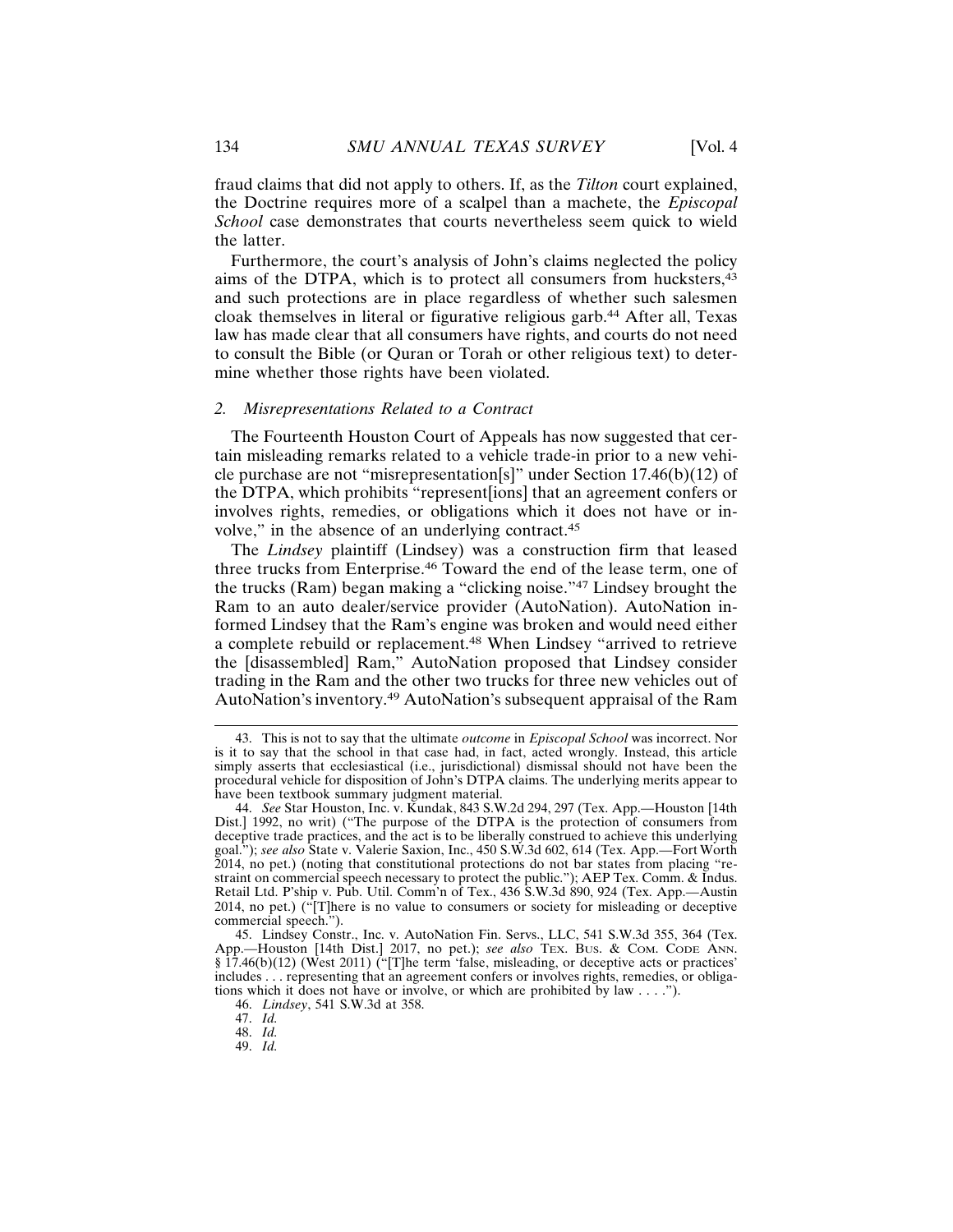fraud claims that did not apply to others. If, as the *Tilton* court explained, the Doctrine requires more of a scalpel than a machete, the *Episcopal School* case demonstrates that courts nevertheless seem quick to wield the latter.

Furthermore, the court's analysis of John's claims neglected the policy aims of the DTPA, which is to protect all consumers from hucksters,[43] and such protections are in place regardless of whether such salesmen cloak themselves in literal or figurative religious garb.[44] After all, Texas law has made clear that all consumers have rights, and courts do not need to consult the Bible (or Quran or Torah or other religious text) to determine whether those rights have been violated.

### 2. *Misrepresentations Related to a Contract*

The Fourteenth Houston Court of Appeals has now suggested that certain misleading remarks related to a vehicle trade-in prior to a new vehicle purchase are not "misrepresentation[s]" under Section 17.46(b)(12) of the DTPA, which prohibits "represent[ions] that an agreement confers or involves rights, remedies, or obligations which it does not have or involve," in the absence of an underlying contract.[45]

The *Lindsey* plaintiff (Lindsey) was a construction firm that leased three trucks from Enterprise.[46] Toward the end of the lease term, one of the trucks (Ram) began making a "clicking noise."[47] Lindsey brought the Ram to an auto dealer/service provider (AutoNation). AutoNation informed Lindsey that the Ram's engine was broken and would need either a complete rebuild or replacement.[48] When Lindsey "arrived to retrieve the [disassembled] Ram," AutoNation proposed that Lindsey consider trading in the Ram and the other two trucks for three new vehicles out of AutoNation's inventory.[49] AutoNation's subsequent appraisal of the Ram

---

43. This is not to say that the ultimate *outcome* in *Episcopal School* was incorrect. Nor is it to say that the school in that case had, in fact, acted wrongly. Instead, this article simply asserts that ecclesiastical (i.e., jurisdictional) dismissal should not have been the procedural vehicle for disposition of John's DTPA claims. The underlying merits appear to have been textbook summary judgment material.

44. *See* Star Houston, Inc. v. Kundak, 843 S.W.2d 294, 297 (Tex. App.—Houston [14th Dist.] 1992, no writ) ("The purpose of the DTPA is the protection of consumers from deceptive trade practices, and the act is to be liberally construed to achieve this underlying goal."); *see also* State v. Valerie Saxion, Inc., 450 S.W.3d 602, 614 (Tex. App.—Fort Worth 2014, no pet.) (noting that constitutional protections do not bar states from placing "restraint on commercial speech necessary to protect the public."); AEP Tex. Comm. & Indus. Retail Ltd. P'ship v. Pub. Util. Comm'n of Tex., 436 S.W.3d 890, 924 (Tex. App.—Austin 2014, no pet.) ("[T]here is no value to consumers or society for misleading or deceptive commercial speech.").

45. Lindsey Constr., Inc. v. AutoNation Fin. Servs., LLC, 541 S.W.3d 355, 364 (Tex. App.—Houston [14th Dist.] 2017, no pet.); *see also* TEX. BUS. & COM. CODE ANN. § 17.46(b)(12) (West 2011) ("[T]he term 'false, misleading, or deceptive acts or practices' includes . . . representing that an agreement confers or involves rights, remedies, or obligations which it does not have or involve, or which are prohibited by law . . . .").

46. *Lindsey*, 541 S.W.3d at 358.

47. *Id.*

48. *Id.*

49. *Id.*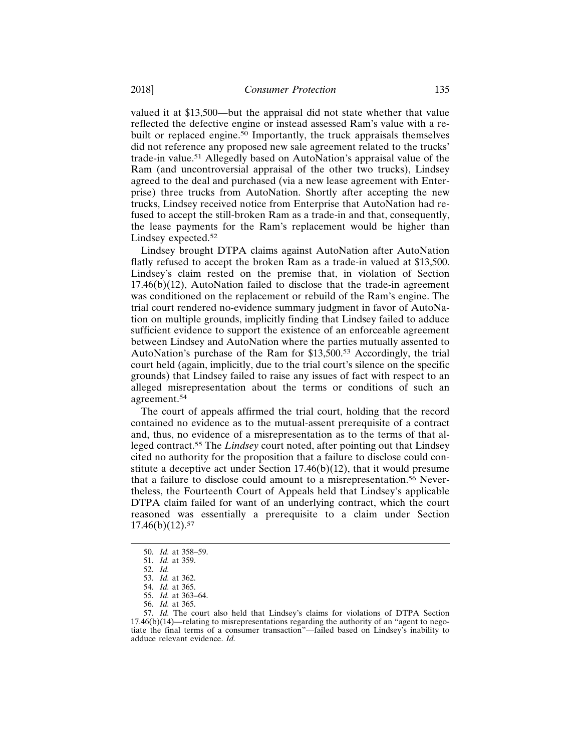valued it at $13,500—but the appraisal did not state whether that value reflected the defective engine or instead assessed Ram's value with a rebuilt or replaced engine.[50] Importantly, the truck appraisals themselves did not reference any proposed new sale agreement related to the trucks' trade-in value.[51] Allegedly based on AutoNation's appraisal value of the Ram (and uncontroversial appraisal of the other two trucks), Lindsey agreed to the deal and purchased (via a new lease agreement with Enterprise) three trucks from AutoNation. Shortly after accepting the new trucks, Lindsey received notice from Enterprise that AutoNation had refused to accept the still-broken Ram as a trade-in and that, consequently, the lease payments for the Ram's replacement would be higher than Lindsey expected.[52]

Lindsey brought DTPA claims against AutoNation after AutoNation flatly refused to accept the broken Ram as a trade-in valued at $13,500. Lindsey's claim rested on the premise that, in violation of Section 17.46(b)(12), AutoNation failed to disclose that the trade-in agreement was conditioned on the replacement or rebuild of the Ram's engine. The trial court rendered no-evidence summary judgment in favor of AutoNation on multiple grounds, implicitly finding that Lindsey failed to adduce sufficient evidence to support the existence of an enforceable agreement between Lindsey and AutoNation where the parties mutually assented to AutoNation's purchase of the Ram for $13,500.[53] Accordingly, the trial court held (again, implicitly, due to the trial court's silence on the specific grounds) that Lindsey failed to raise any issues of fact with respect to an alleged misrepresentation about the terms or conditions of such an agreement.[54]

The court of appeals affirmed the trial court, holding that the record contained no evidence as to the mutual-assent prerequisite of a contract and, thus, no evidence of a misrepresentation as to the terms of that alleged contract.[55] The *Lindsey* court noted, after pointing out that Lindsey cited no authority for the proposition that a failure to disclose could constitute a deceptive act under Section 17.46(b)(12), that it would presume that a failure to disclose could amount to a misrepresentation.[56] Nevertheless, the Fourteenth Court of Appeals held that Lindsey's applicable DTPA claim failed for want of an underlying contract, which the court reasoned was essentially a prerequisite to a claim under Section 17.46(b)(12).[57]

---

50. *Id.* at 358–59.
51. *Id.* at 359.
52. *Id.*
53. *Id.* at 362.
54. *Id.* at 365.
55. *Id.* at 363–64.
56. *Id.* at 365.
57. *Id.* The court also held that Lindsey's claims for violations of DTPA Section 17.46(b)(14)—relating to misrepresentations regarding the authority of an "agent to negotiate the final terms of a consumer transaction"—failed based on Lindsey's inability to adduce relevant evidence. *Id.*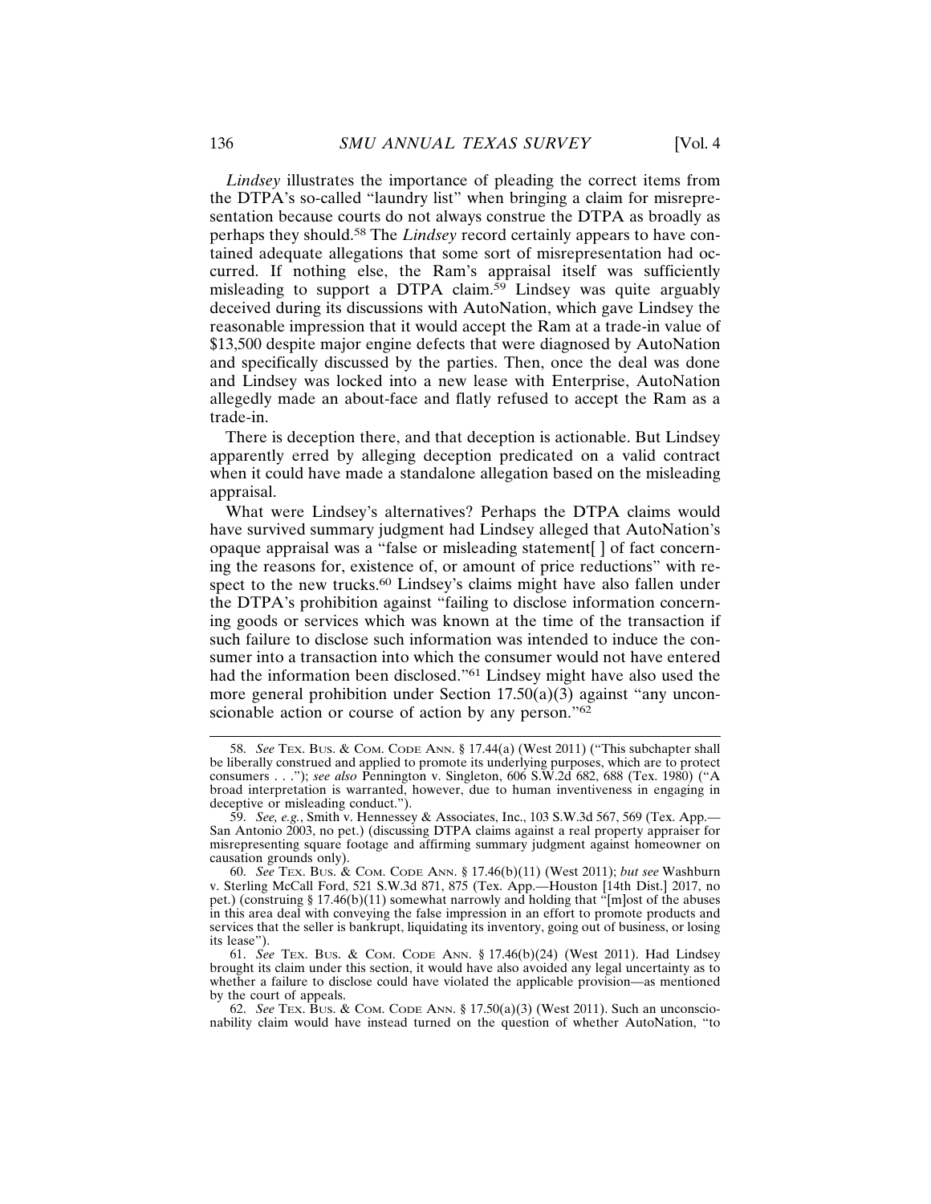*Lindsey* illustrates the importance of pleading the correct items from the DTPA's so-called "laundry list" when bringing a claim for misrepresentation because courts do not always construe the DTPA as broadly as perhaps they should.[58] The *Lindsey* record certainly appears to have contained adequate allegations that some sort of misrepresentation had occurred. If nothing else, the Ram's appraisal itself was sufficiently misleading to support a DTPA claim.[59] Lindsey was quite arguably deceived during its discussions with AutoNation, which gave Lindsey the reasonable impression that it would accept the Ram at a trade-in value of $13,500 despite major engine defects that were diagnosed by AutoNation and specifically discussed by the parties. Then, once the deal was done and Lindsey was locked into a new lease with Enterprise, AutoNation allegedly made an about-face and flatly refused to accept the Ram as a trade-in.

There is deception there, and that deception is actionable. But Lindsey apparently erred by alleging deception predicated on a valid contract when it could have made a standalone allegation based on the misleading appraisal.

What were Lindsey's alternatives? Perhaps the DTPA claims would have survived summary judgment had Lindsey alleged that AutoNation's opaque appraisal was a "false or misleading statement[ ] of fact concerning the reasons for, existence of, or amount of price reductions" with respect to the new trucks.[60] Lindsey's claims might have also fallen under the DTPA's prohibition against "failing to disclose information concerning goods or services which was known at the time of the transaction if such failure to disclose such information was intended to induce the consumer into a transaction into which the consumer would not have entered had the information been disclosed."[61] Lindsey might have also used the more general prohibition under Section 17.50(a)(3) against "any unconscionable action or course of action by any person."[62]

---

58. *See* TEX. BUS. & COM. CODE ANN. § 17.44(a) (West 2011) ("This subchapter shall be liberally construed and applied to promote its underlying purposes, which are to protect consumers . . ."); *see also* Pennington v. Singleton, 606 S.W.2d 682, 688 (Tex. 1980) ("A broad interpretation is warranted, however, due to human inventiveness in engaging in deceptive or misleading conduct.").

59. *See, e.g.*, Smith v. Hennessey & Associates, Inc., 103 S.W.3d 567, 569 (Tex. App.—San Antonio 2003, no pet.) (discussing DTPA claims against a real property appraiser for misrepresenting square footage and affirming summary judgment against homeowner on causation grounds only).

60. *See* TEX. BUS. & COM. CODE ANN. § 17.46(b)(11) (West 2011); *but see* Washburn v. Sterling McCall Ford, 521 S.W.3d 871, 875 (Tex. App.—Houston [14th Dist.] 2017, no pet.) (construing § 17.46(b)(11) somewhat narrowly and holding that "[m]ost of the abuses in this area deal with conveying the false impression in an effort to promote products and services that the seller is bankrupt, liquidating its inventory, going out of business, or losing its lease").

61. *See* TEX. BUS. & COM. CODE ANN. § 17.46(b)(24) (West 2011). Had Lindsey brought its claim under this section, it would have also avoided any legal uncertainty as to whether a failure to disclose could have violated the applicable provision—as mentioned by the court of appeals.

62. *See* TEX. BUS. & COM. CODE ANN. § 17.50(a)(3) (West 2011). Such an unconscionability claim would have instead turned on the question of whether AutoNation, "to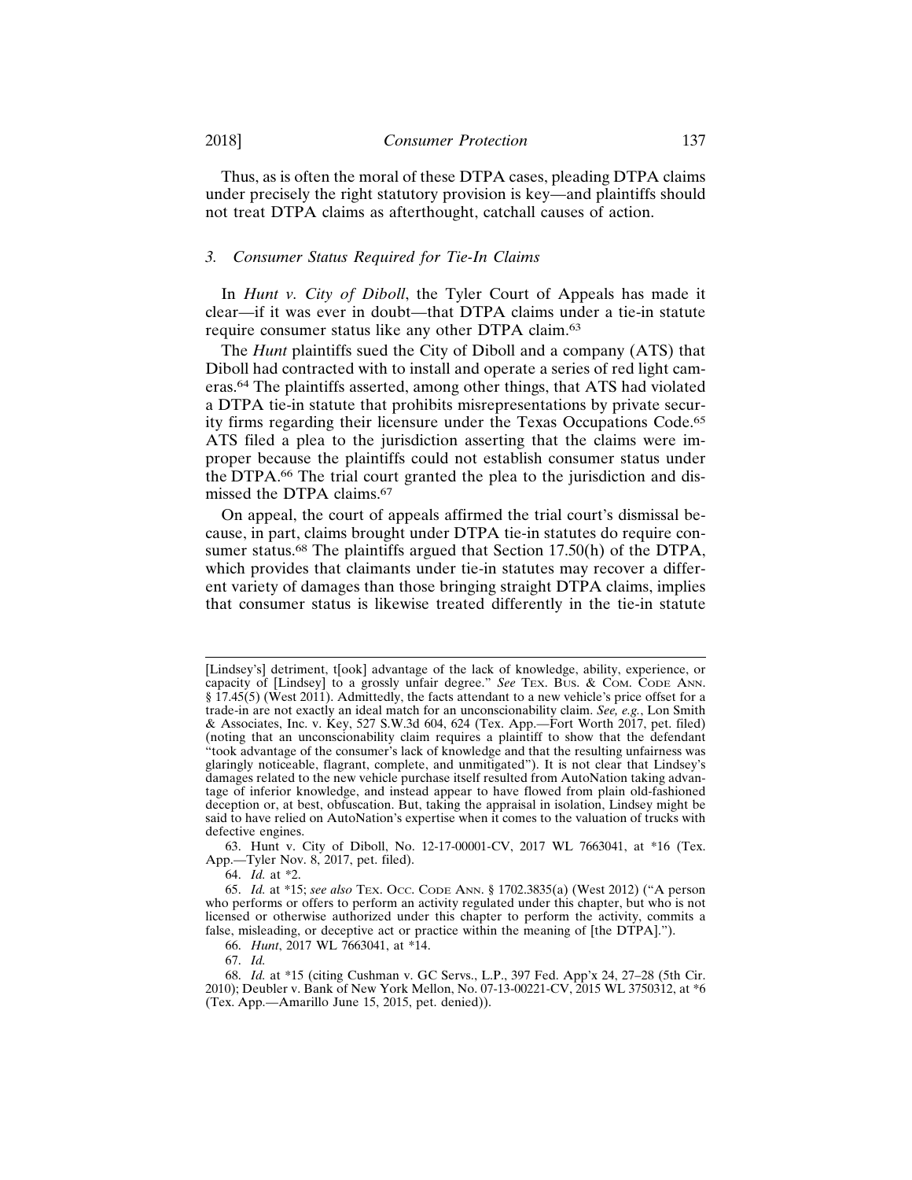Thus, as is often the moral of these DTPA cases, pleading DTPA claims under precisely the right statutory provision is key—and plaintiffs should not treat DTPA claims as afterthought, catchall causes of action.

### *3. Consumer Status Required for Tie-In Claims*

In *Hunt v. City of Diboll*, the Tyler Court of Appeals has made it clear—if it was ever in doubt—that DTPA claims under a tie-in statute require consumer status like any other DTPA claim.[63]

The *Hunt* plaintiffs sued the City of Diboll and a company (ATS) that Diboll had contracted with to install and operate a series of red light cameras.[64] The plaintiffs asserted, among other things, that ATS had violated a DTPA tie-in statute that prohibits misrepresentations by private security firms regarding their licensure under the Texas Occupations Code.[65] ATS filed a plea to the jurisdiction asserting that the claims were improper because the plaintiffs could not establish consumer status under the DTPA.[66] The trial court granted the plea to the jurisdiction and dismissed the DTPA claims.[67]

On appeal, the court of appeals affirmed the trial court's dismissal because, in part, claims brought under DTPA tie-in statutes do require consumer status.[68] The plaintiffs argued that Section 17.50(h) of the DTPA, which provides that claimants under tie-in statutes may recover a different variety of damages than those bringing straight DTPA claims, implies that consumer status is likewise treated differently in the tie-in statute

---

[Lindsey's] detriment, t[ook] advantage of the lack of knowledge, ability, experience, or capacity of [Lindsey] to a grossly unfair degree." *See* TEX. BUS. & COM. CODE ANN. § 17.45(5) (West 2011). Admittedly, the facts attendant to a new vehicle's price offset for a trade-in are not exactly an ideal match for an unconscionability claim. *See, e.g.*, Lon Smith & Associates, Inc. v. Key, 527 S.W.3d 604, 624 (Tex. App.—Fort Worth 2017, pet. filed) (noting that an unconscionability claim requires a plaintiff to show that the defendant "took advantage of the consumer's lack of knowledge and that the resulting unfairness was glaringly noticeable, flagrant, complete, and unmitigated"). It is not clear that Lindsey's damages related to the new vehicle purchase itself resulted from AutoNation taking advantage of inferior knowledge, and instead appear to have flowed from plain old-fashioned deception or, at best, obfuscation. But, taking the appraisal in isolation, Lindsey might be said to have relied on AutoNation's expertise when it comes to the valuation of trucks with defective engines.

63. Hunt v. City of Diboll, No. 12-17-00001-CV, 2017 WL 7663041, at *16 (Tex. App.—Tyler Nov. 8, 2017, pet. filed).

64. *Id.* at *2.

65. *Id.* at *15; *see also* TEX. OCC. CODE ANN. § 1702.3835(a) (West 2012) ("A person who performs or offers to perform an activity regulated under this chapter, but who is not licensed or otherwise authorized under this chapter to perform the activity, commits a false, misleading, or deceptive act or practice within the meaning of [the DTPA].").

66. *Hunt*, 2017 WL 7663041, at *14.

67. *Id.*

68. *Id.* at *15 (citing Cushman v. GC Servs., L.P., 397 Fed. App'x 24, 27–28 (5th Cir. 2010); Deubler v. Bank of New York Mellon, No. 07-13-00221-CV, 2015 WL 3750312, at *6 (Tex. App.—Amarillo June 15, 2015, pet. denied)).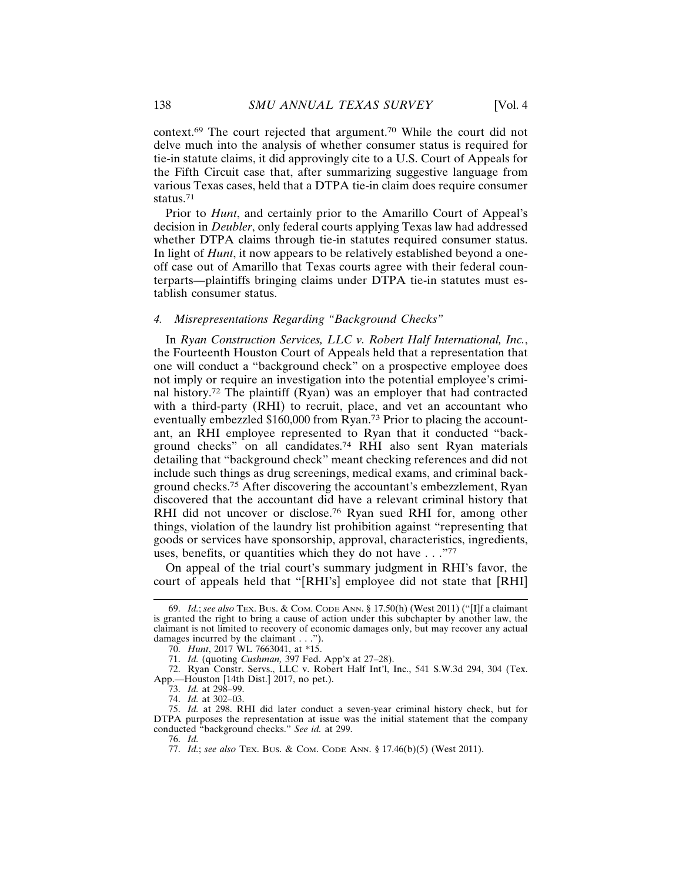context.[69] The court rejected that argument.[70] While the court did not delve much into the analysis of whether consumer status is required for tie-in statute claims, it did approvingly cite to a U.S. Court of Appeals for the Fifth Circuit case that, after summarizing suggestive language from various Texas cases, held that a DTPA tie-in claim does require consumer status.[71]

Prior to *Hunt*, and certainly prior to the Amarillo Court of Appeal's decision in *Deubler*, only federal courts applying Texas law had addressed whether DTPA claims through tie-in statutes required consumer status. In light of *Hunt*, it now appears to be relatively established beyond a one-off case out of Amarillo that Texas courts agree with their federal counterparts—plaintiffs bringing claims under DTPA tie-in statutes must establish consumer status.

#### 4. *Misrepresentations Regarding "Background Checks"*

In *Ryan Construction Services, LLC v. Robert Half International, Inc.*, the Fourteenth Houston Court of Appeals held that a representation that one will conduct a "background check" on a prospective employee does not imply or require an investigation into the potential employee's criminal history.[72] The plaintiff (Ryan) was an employer that had contracted with a third-party (RHI) to recruit, place, and vet an accountant who eventually embezzled $160,000 from Ryan.[73] Prior to placing the accountant, an RHI employee represented to Ryan that it conducted "background checks" on all candidates.[74] RHI also sent Ryan materials detailing that "background check" meant checking references and did not include such things as drug screenings, medical exams, and criminal background checks.[75] After discovering the accountant's embezzlement, Ryan discovered that the accountant did have a relevant criminal history that RHI did not uncover or disclose.[76] Ryan sued RHI for, among other things, violation of the laundry list prohibition against "representing that goods or services have sponsorship, approval, characteristics, ingredients, uses, benefits, or quantities which they do not have . . ."[77]

On appeal of the trial court's summary judgment in RHI's favor, the court of appeals held that "[RHI's] employee did not state that [RHI]

---

69. *Id.*; *see also* TEX. BUS. & COM. CODE ANN. § 17.50(h) (West 2011) ("[I]f a claimant is granted the right to bring a cause of action under this subchapter by another law, the claimant is not limited to recovery of economic damages only, but may recover any actual damages incurred by the claimant . . .").

70. *Hunt*, 2017 WL 7663041, at *15.

71. *Id.* (quoting *Cushman,* 397 Fed. App'x at 27–28).

72. Ryan Constr. Servs., LLC v. Robert Half Int'l, Inc., 541 S.W.3d 294, 304 (Tex. App.—Houston [14th Dist.] 2017, no pet.).

73. *Id.* at 298–99.

74. *Id.* at 302–03.

75. *Id.* at 298. RHI did later conduct a seven-year criminal history check, but for DTPA purposes the representation at issue was the initial statement that the company conducted "background checks." *See id.* at 299.

76. *Id.*

77. *Id.*; *see also* TEX. BUS. & COM. CODE ANN. § 17.46(b)(5) (West 2011).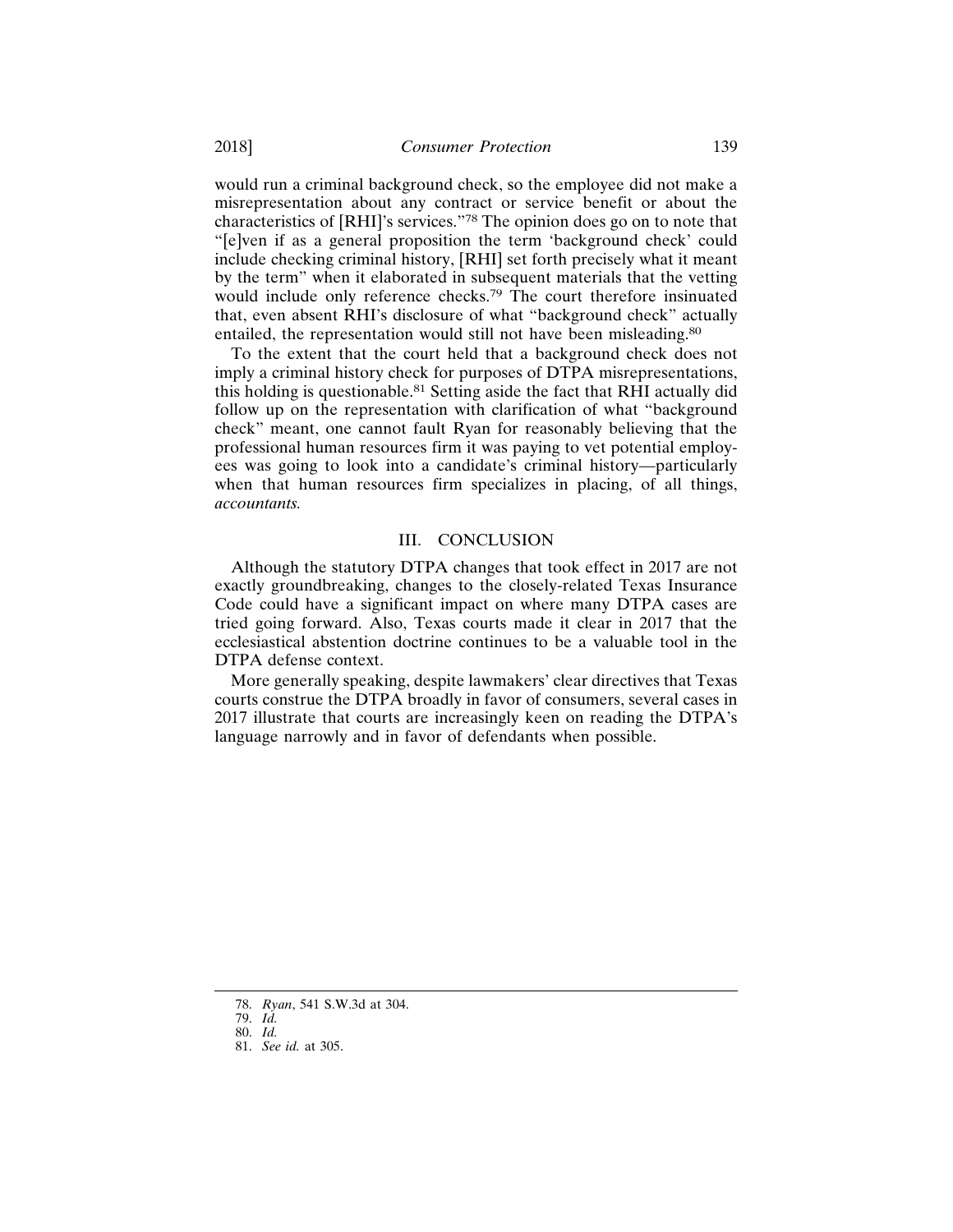would run a criminal background check, so the employee did not make a misrepresentation about any contract or service benefit or about the characteristics of [RHI]'s services."[78] The opinion does go on to note that "[e]ven if as a general proposition the term 'background check' could include checking criminal history, [RHI] set forth precisely what it meant by the term" when it elaborated in subsequent materials that the vetting would include only reference checks.[79] The court therefore insinuated that, even absent RHI's disclosure of what "background check" actually entailed, the representation would still not have been misleading.[80]

To the extent that the court held that a background check does not imply a criminal history check for purposes of DTPA misrepresentations, this holding is questionable.[81] Setting aside the fact that RHI actually did follow up on the representation with clarification of what "background check" meant, one cannot fault Ryan for reasonably believing that the professional human resources firm it was paying to vet potential employees was going to look into a candidate's criminal history—particularly when that human resources firm specializes in placing, of all things, *accountants.*

## III. CONCLUSION

Although the statutory DTPA changes that took effect in 2017 are not exactly groundbreaking, changes to the closely-related Texas Insurance Code could have a significant impact on where many DTPA cases are tried going forward. Also, Texas courts made it clear in 2017 that the ecclesiastical abstention doctrine continues to be a valuable tool in the DTPA defense context.

More generally speaking, despite lawmakers' clear directives that Texas courts construe the DTPA broadly in favor of consumers, several cases in 2017 illustrate that courts are increasingly keen on reading the DTPA's language narrowly and in favor of defendants when possible.

---

78. *Ryan*, 541 S.W.3d at 304.
79. *Id.*
80. *Id.*
81. *See id.* at 305.